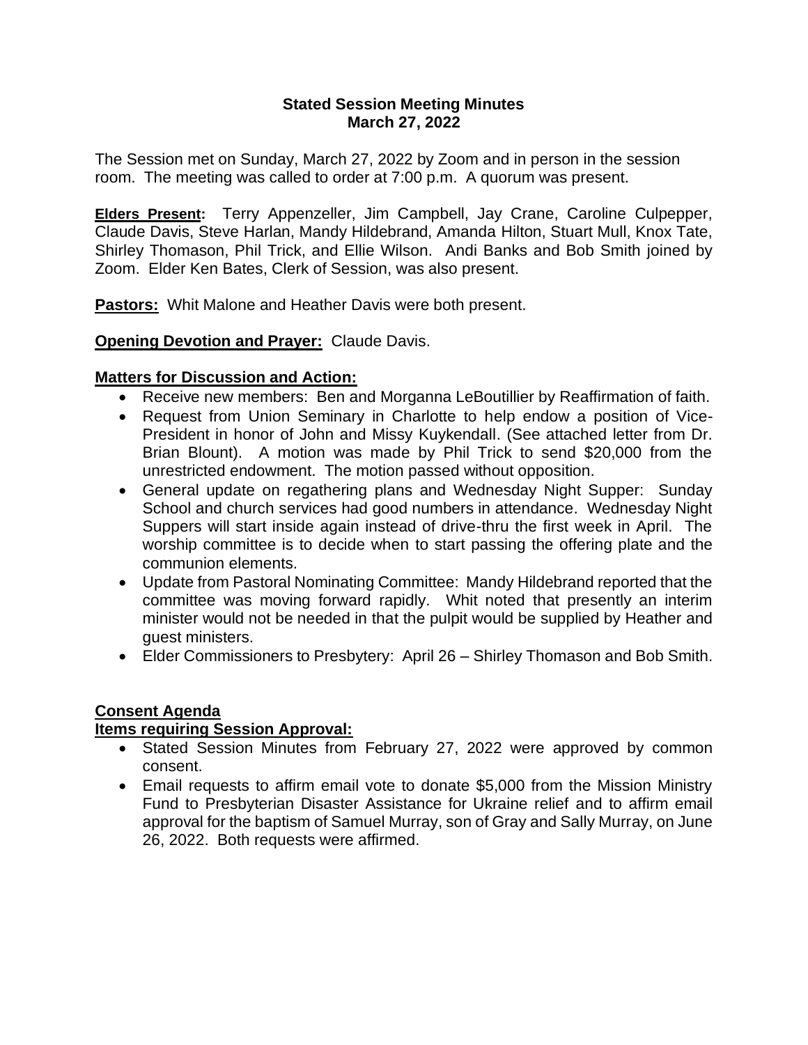**Stated Session Meeting Minutes**
**March 27, 2022**

The Session met on Sunday, March 27, 2022 by Zoom and in person in the session room. The meeting was called to order at 7:00 p.m. A quorum was present.

**Elders Present:** Terry Appenzeller, Jim Campbell, Jay Crane, Caroline Culpepper, Claude Davis, Steve Harlan, Mandy Hildebrand, Amanda Hilton, Stuart Mull, Knox Tate, Shirley Thomason, Phil Trick, and Ellie Wilson. Andi Banks and Bob Smith joined by Zoom. Elder Ken Bates, Clerk of Session, was also present.

**Pastors:** Whit Malone and Heather Davis were both present.

**Opening Devotion and Prayer:** Claude Davis.

**Matters for Discussion and Action:**

- Receive new members: Ben and Morganna LeBoutillier by Reaffirmation of faith.
- Request from Union Seminary in Charlotte to help endow a position of Vice-President in honor of John and Missy Kuykendall. (See attached letter from Dr. Brian Blount). A motion was made by Phil Trick to send $20,000 from the unrestricted endowment. The motion passed without opposition.
- General update on regathering plans and Wednesday Night Supper: Sunday School and church services had good numbers in attendance. Wednesday Night Suppers will start inside again instead of drive-thru the first week in April. The worship committee is to decide when to start passing the offering plate and the communion elements.
- Update from Pastoral Nominating Committee: Mandy Hildebrand reported that the committee was moving forward rapidly. Whit noted that presently an interim minister would not be needed in that the pulpit would be supplied by Heather and guest ministers.
- Elder Commissioners to Presbytery: April 26 – Shirley Thomason and Bob Smith.

**Consent Agenda**

**Items requiring Session Approval:**

- Stated Session Minutes from February 27, 2022 were approved by common consent.
- Email requests to affirm email vote to donate $5,000 from the Mission Ministry Fund to Presbyterian Disaster Assistance for Ukraine relief and to affirm email approval for the baptism of Samuel Murray, son of Gray and Sally Murray, on June 26, 2022. Both requests were affirmed.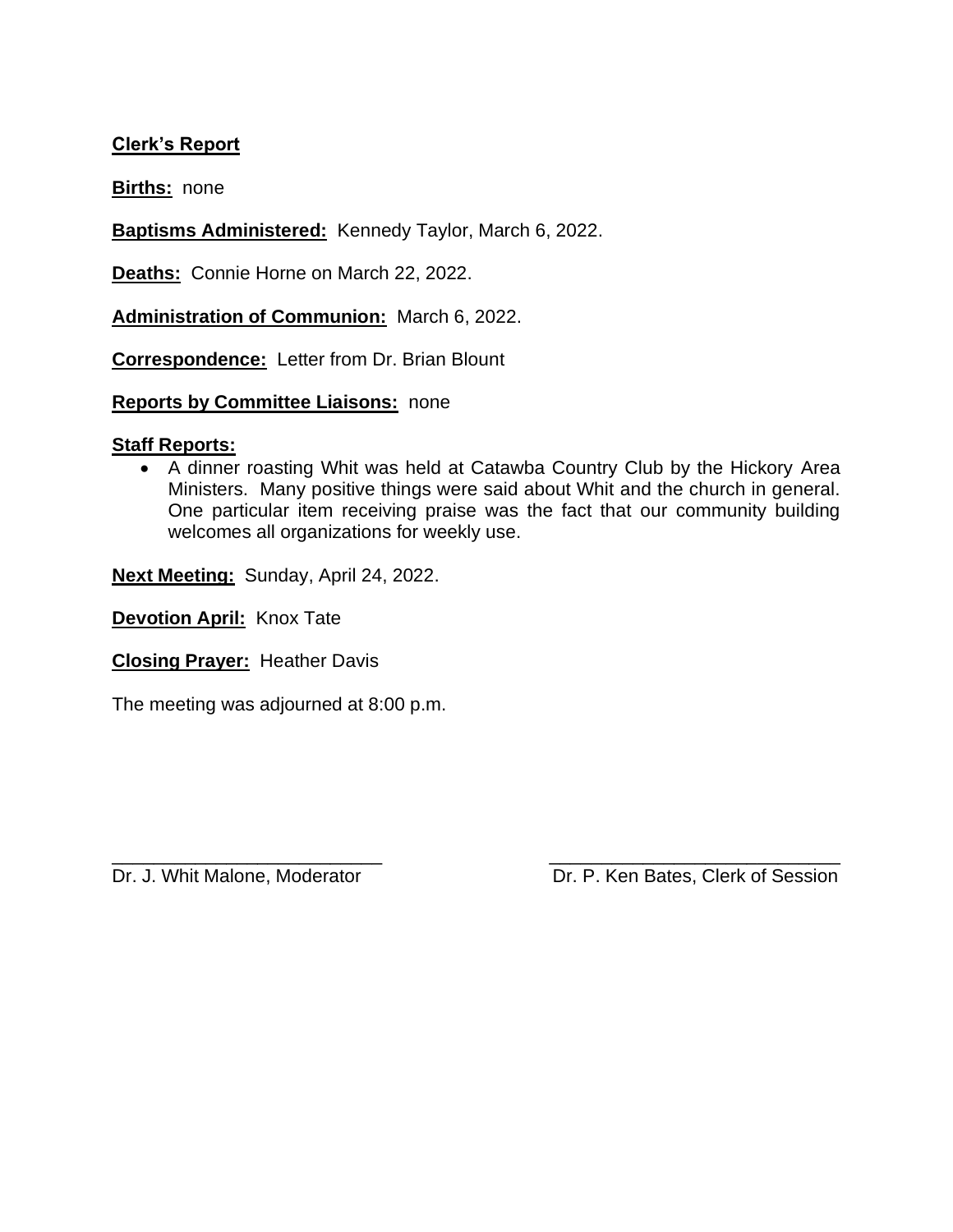**Clerk's Report**

**Births:** none

**Baptisms Administered:** Kennedy Taylor, March 6, 2022.

**Deaths:** Connie Horne on March 22, 2022.

**Administration of Communion:** March 6, 2022.

**Correspondence:** Letter from Dr. Brian Blount

**Reports by Committee Liaisons:** none

**Staff Reports:**

- A dinner roasting Whit was held at Catawba Country Club by the Hickory Area Ministers. Many positive things were said about Whit and the church in general. One particular item receiving praise was the fact that our community building welcomes all organizations for weekly use.

**Next Meeting:** Sunday, April 24, 2022.

**Devotion April:** Knox Tate

**Closing Prayer:** Heather Davis

The meeting was adjourned at 8:00 p.m.

\_\_\_\_\_\_\_\_\_\_\_\_\_\_\_\_\_\_\_\_\_\_\_\_\_\_\_\_
Dr. J. Whit Malone, Moderator

\_\_\_\_\_\_\_\_\_\_\_\_\_\_\_\_\_\_\_\_\_\_\_\_\_\_\_\_
Dr. P. Ken Bates, Clerk of Session